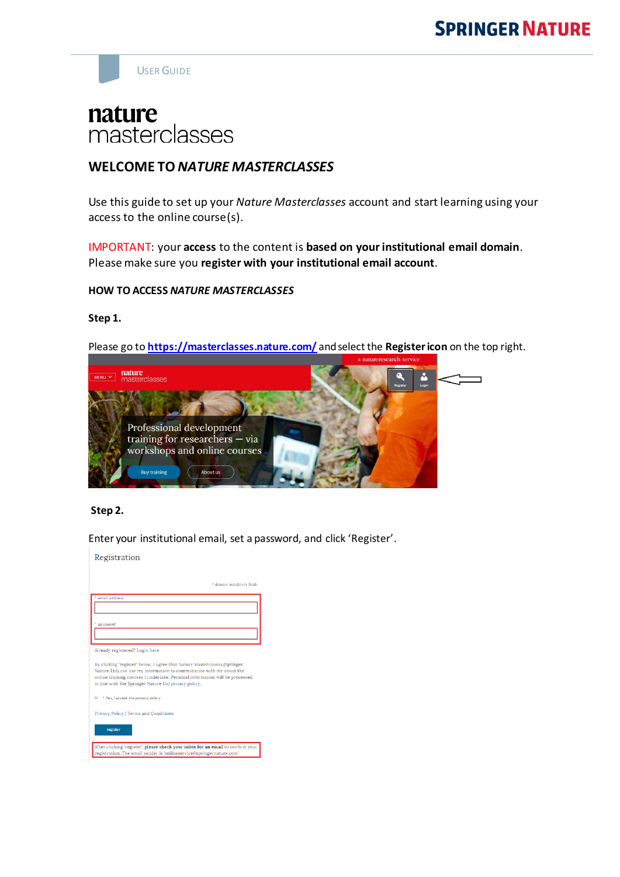USER GUIDE

# nature masterclasses

## WELCOME TO *NATURE MASTERCLASSES*

Use this guide to set up your *Nature Masterclasses* account and start learning using your access to the online course(s).

IMPORTANT: your **access** to the content is **based on your institutional email domain**. Please make sure you **register with your institutional email account**.

### HOW TO ACCESS *NATURE MASTERCLASSES*

**Step 1.**

Please go to [https://masterclasses.nature.com/](https://masterclasses.nature.com/) and select the **Register icon** on the top right.

**Step 2.**

Enter your institutional email, set a password, and click 'Register'.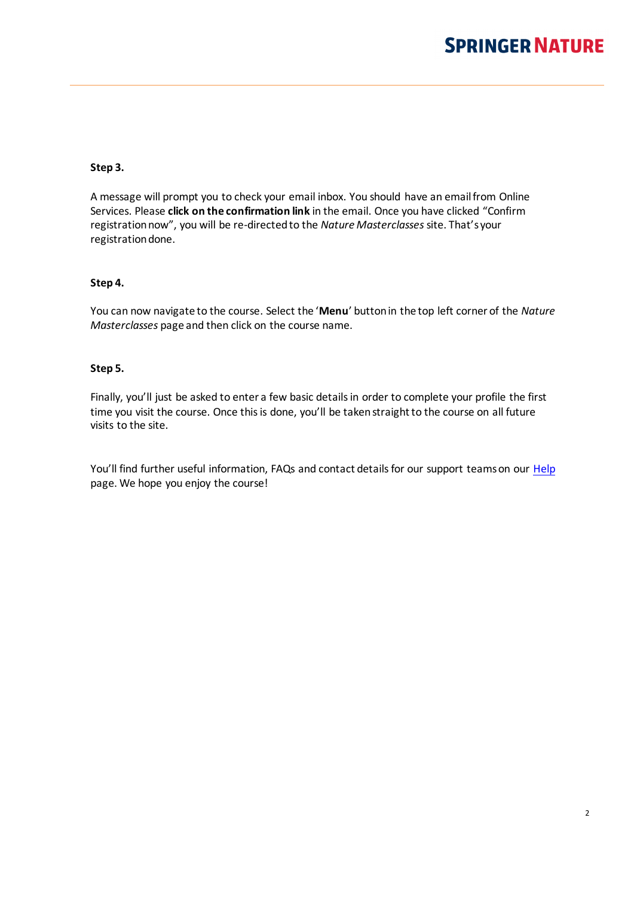**Step 3.**

A message will prompt you to check your email inbox. You should have an email from Online Services. Please **click on the confirmation link** in the email. Once you have clicked "Confirm registration now", you will be re-directed to the *Nature Masterclasses* site. That's your registration done.

**Step 4.**

You can now navigate to the course. Select the '**Menu**' button in the top left corner of the *Nature Masterclasses* page and then click on the course name.

**Step 5.**

Finally, you'll just be asked to enter a few basic details in order to complete your profile the first time you visit the course. Once this is done, you'll be taken straight to the course on all future visits to the site.

You'll find further useful information, FAQs and contact details for our support teams on our Help page. We hope you enjoy the course!